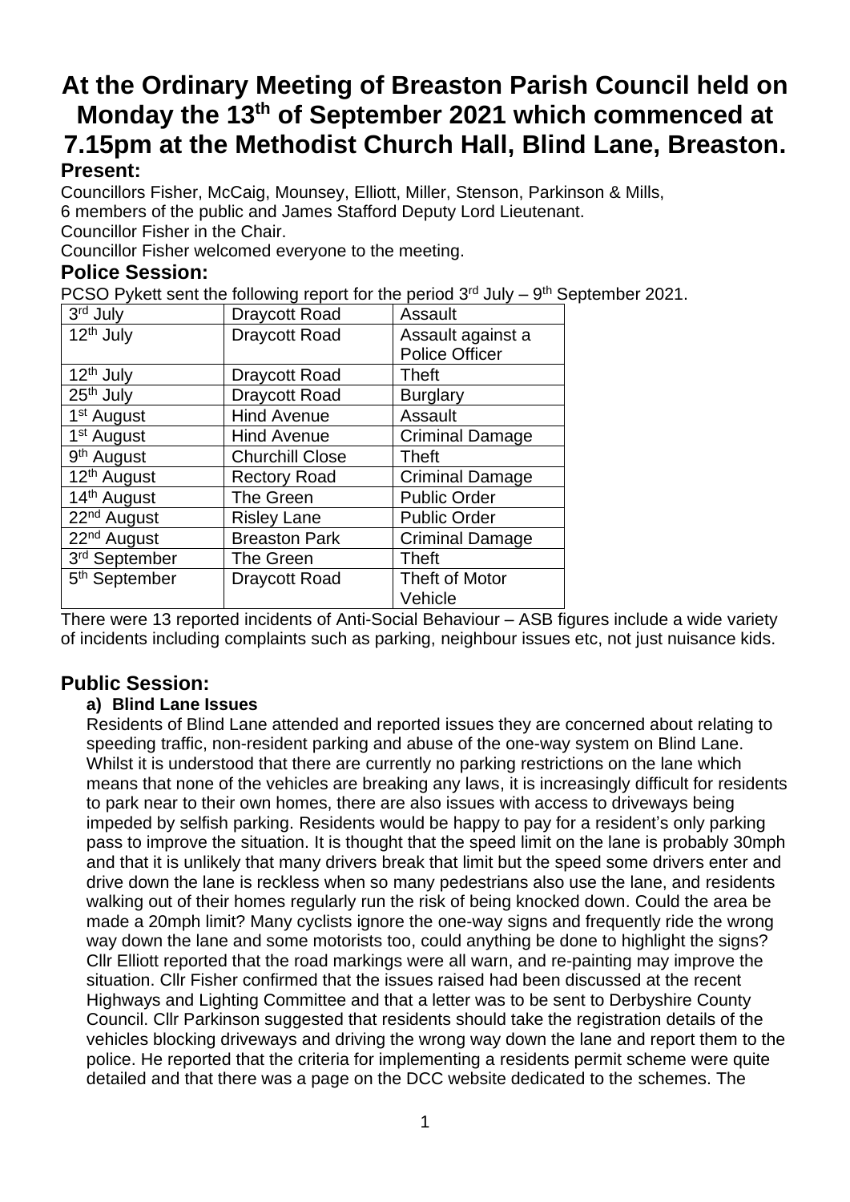# At the Ordinary Meeting of Breaston Parish Council held on Monday the 13th of September 2021 which commenced at 7.15pm at the Methodist Church Hall, Blind Lane, Breaston.

## Present:

Councillors Fisher, McCaig, Mounsey, Elliott, Miller, Stenson, Parkinson & Mills,
6 members of the public and James Stafford Deputy Lord Lieutenant.
Councillor Fisher in the Chair.
Councillor Fisher welcomed everyone to the meeting.

## Police Session:

PCSO Pykett sent the following report for the period 3rd July – 9th September 2021.

| | | |
|---|---|---|
| 3rd July | Draycott Road | Assault |
| 12th July | Draycott Road | Assault against a Police Officer |
| 12th July | Draycott Road | Theft |
| 25th July | Draycott Road | Burglary |
| 1st August | Hind Avenue | Assault |
| 1st August | Hind Avenue | Criminal Damage |
| 9th August | Churchill Close | Theft |
| 12th August | Rectory Road | Criminal Damage |
| 14th August | The Green | Public Order |
| 22nd August | Risley Lane | Public Order |
| 22nd August | Breaston Park | Criminal Damage |
| 3rd September | The Green | Theft |
| 5th September | Draycott Road | Theft of Motor Vehicle |

There were 13 reported incidents of Anti-Social Behaviour – ASB figures include a wide variety of incidents including complaints such as parking, neighbour issues etc, not just nuisance kids.

## Public Session:

**a) Blind Lane Issues**

Residents of Blind Lane attended and reported issues they are concerned about relating to speeding traffic, non-resident parking and abuse of the one-way system on Blind Lane. Whilst it is understood that there are currently no parking restrictions on the lane which means that none of the vehicles are breaking any laws, it is increasingly difficult for residents to park near to their own homes, there are also issues with access to driveways being impeded by selfish parking. Residents would be happy to pay for a resident's only parking pass to improve the situation. It is thought that the speed limit on the lane is probably 30mph and that it is unlikely that many drivers break that limit but the speed some drivers enter and drive down the lane is reckless when so many pedestrians also use the lane, and residents walking out of their homes regularly run the risk of being knocked down. Could the area be made a 20mph limit? Many cyclists ignore the one-way signs and frequently ride the wrong way down the lane and some motorists too, could anything be done to highlight the signs? Cllr Elliott reported that the road markings were all warn, and re-painting may improve the situation. Cllr Fisher confirmed that the issues raised had been discussed at the recent Highways and Lighting Committee and that a letter was to be sent to Derbyshire County Council. Cllr Parkinson suggested that residents should take the registration details of the vehicles blocking driveways and driving the wrong way down the lane and report them to the police. He reported that the criteria for implementing a residents permit scheme were quite detailed and that there was a page on the DCC website dedicated to the schemes. The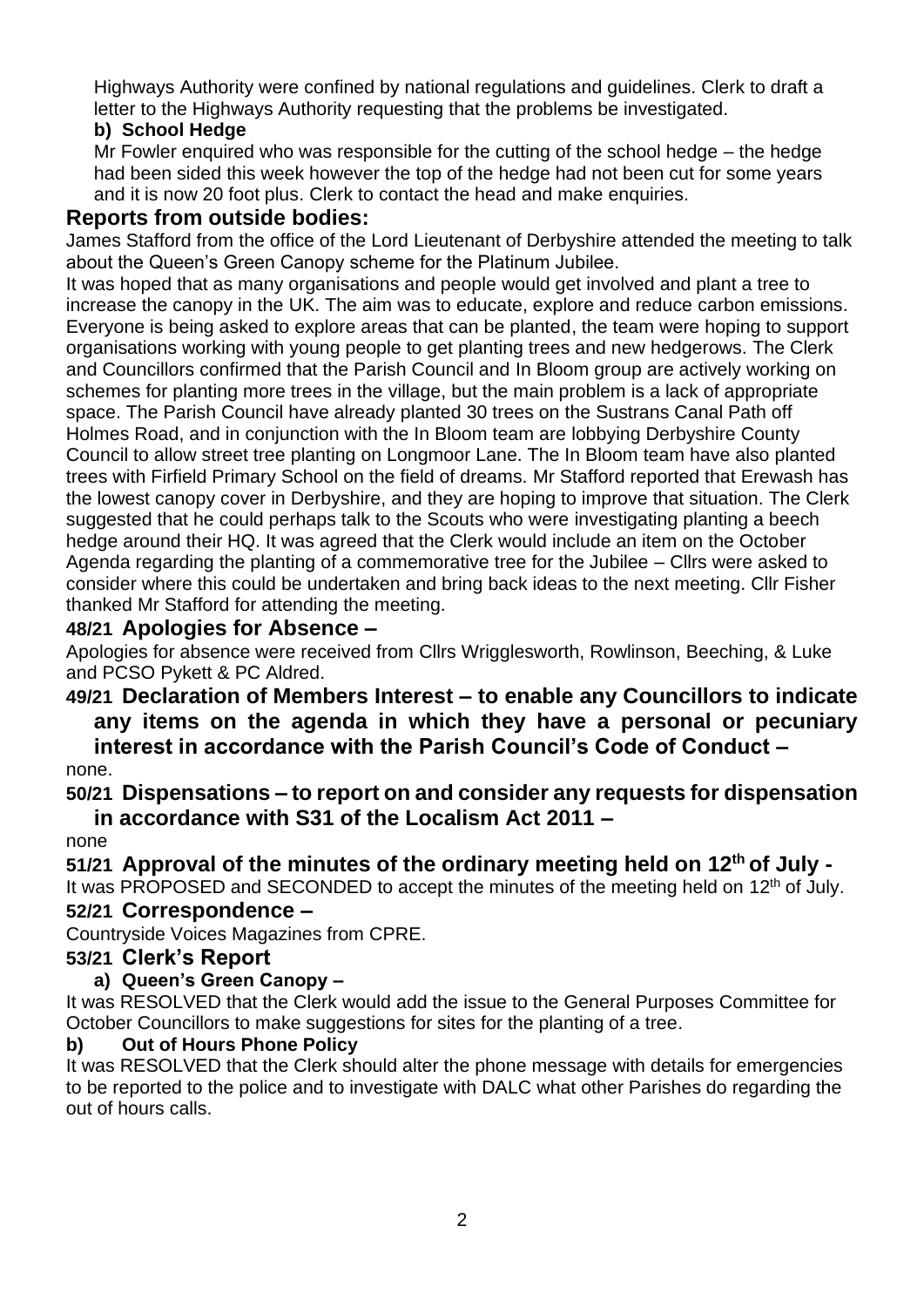Highways Authority were confined by national regulations and guidelines. Clerk to draft a letter to the Highways Authority requesting that the problems be investigated.

**b) School Hedge**

Mr Fowler enquired who was responsible for the cutting of the school hedge – the hedge had been sided this week however the top of the hedge had not been cut for some years and it is now 20 foot plus. Clerk to contact the head and make enquiries.

## Reports from outside bodies:

James Stafford from the office of the Lord Lieutenant of Derbyshire attended the meeting to talk about the Queen's Green Canopy scheme for the Platinum Jubilee.

It was hoped that as many organisations and people would get involved and plant a tree to increase the canopy in the UK. The aim was to educate, explore and reduce carbon emissions. Everyone is being asked to explore areas that can be planted, the team were hoping to support organisations working with young people to get planting trees and new hedgerows. The Clerk and Councillors confirmed that the Parish Council and In Bloom group are actively working on schemes for planting more trees in the village, but the main problem is a lack of appropriate space. The Parish Council have already planted 30 trees on the Sustrans Canal Path off Holmes Road, and in conjunction with the In Bloom team are lobbying Derbyshire County Council to allow street tree planting on Longmoor Lane. The In Bloom team have also planted trees with Firfield Primary School on the field of dreams. Mr Stafford reported that Erewash has the lowest canopy cover in Derbyshire, and they are hoping to improve that situation. The Clerk suggested that he could perhaps talk to the Scouts who were investigating planting a beech hedge around their HQ. It was agreed that the Clerk would include an item on the October Agenda regarding the planting of a commemorative tree for the Jubilee – Cllrs were asked to consider where this could be undertaken and bring back ideas to the next meeting. Cllr Fisher thanked Mr Stafford for attending the meeting.

## 48/21 Apologies for Absence –

Apologies for absence were received from Cllrs Wrigglesworth, Rowlinson, Beeching, & Luke and PCSO Pykett & PC Aldred.

## 49/21 Declaration of Members Interest – to enable any Councillors to indicate any items on the agenda in which they have a personal or pecuniary interest in accordance with the Parish Council's Code of Conduct –

none.

## 50/21 Dispensations – to report on and consider any requests for dispensation in accordance with S31 of the Localism Act 2011 –

none

## 51/21 Approval of the minutes of the ordinary meeting held on 12th of July -

It was PROPOSED and SECONDED to accept the minutes of the meeting held on 12th of July.

## 52/21 Correspondence –

Countryside Voices Magazines from CPRE.

## 53/21 Clerk's Report

**a) Queen's Green Canopy –**

It was RESOLVED that the Clerk would add the issue to the General Purposes Committee for October Councillors to make suggestions for sites for the planting of a tree.

**b) Out of Hours Phone Policy**

It was RESOLVED that the Clerk should alter the phone message with details for emergencies to be reported to the police and to investigate with DALC what other Parishes do regarding the out of hours calls.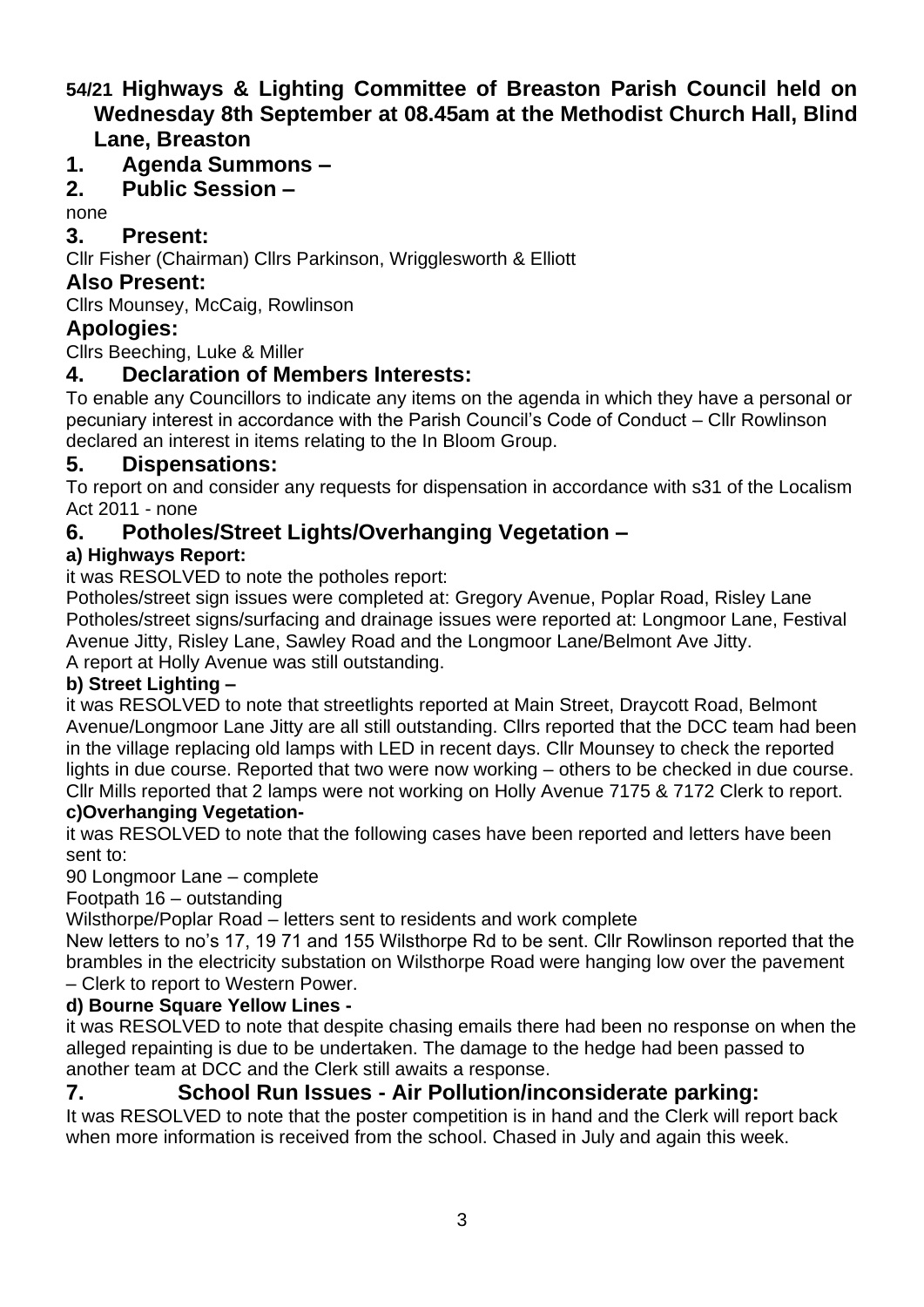## 54/21 Highways & Lighting Committee of Breaston Parish Council held on Wednesday 8th September at 08.45am at the Methodist Church Hall, Blind Lane, Breaston

## 1. Agenda Summons –

## 2. Public Session –

none

## 3. Present:

Cllr Fisher (Chairman) Cllrs Parkinson, Wrigglesworth & Elliott

## Also Present:

Cllrs Mounsey, McCaig, Rowlinson

## Apologies:

Cllrs Beeching, Luke & Miller

## 4. Declaration of Members Interests:

To enable any Councillors to indicate any items on the agenda in which they have a personal or pecuniary interest in accordance with the Parish Council's Code of Conduct – Cllr Rowlinson declared an interest in items relating to the In Bloom Group.

## 5. Dispensations:

To report on and consider any requests for dispensation in accordance with s31 of the Localism Act 2011 - none

## 6. Potholes/Street Lights/Overhanging Vegetation –

### a) Highways Report:

it was RESOLVED to note the potholes report:

Potholes/street sign issues were completed at: Gregory Avenue, Poplar Road, Risley Lane

Potholes/street signs/surfacing and drainage issues were reported at: Longmoor Lane, Festival Avenue Jitty, Risley Lane, Sawley Road and the Longmoor Lane/Belmont Ave Jitty.

A report at Holly Avenue was still outstanding.

### b) Street Lighting –

it was RESOLVED to note that streetlights reported at Main Street, Draycott Road, Belmont Avenue/Longmoor Lane Jitty are all still outstanding. Cllrs reported that the DCC team had been in the village replacing old lamps with LED in recent days. Cllr Mounsey to check the reported lights in due course. Reported that two were now working – others to be checked in due course. Cllr Mills reported that 2 lamps were not working on Holly Avenue 7175 & 7172 Clerk to report.

### c)Overhanging Vegetation-

it was RESOLVED to note that the following cases have been reported and letters have been sent to:

90 Longmoor Lane – complete

Footpath 16 – outstanding

Wilsthorpe/Poplar Road – letters sent to residents and work complete

New letters to no's 17, 19 71 and 155 Wilsthorpe Rd to be sent. Cllr Rowlinson reported that the brambles in the electricity substation on Wilsthorpe Road were hanging low over the pavement – Clerk to report to Western Power.

### d) Bourne Square Yellow Lines -

it was RESOLVED to note that despite chasing emails there had been no response on when the alleged repainting is due to be undertaken. The damage to the hedge had been passed to another team at DCC and the Clerk still awaits a response.

## 7. School Run Issues - Air Pollution/inconsiderate parking:

It was RESOLVED to note that the poster competition is in hand and the Clerk will report back when more information is received from the school. Chased in July and again this week.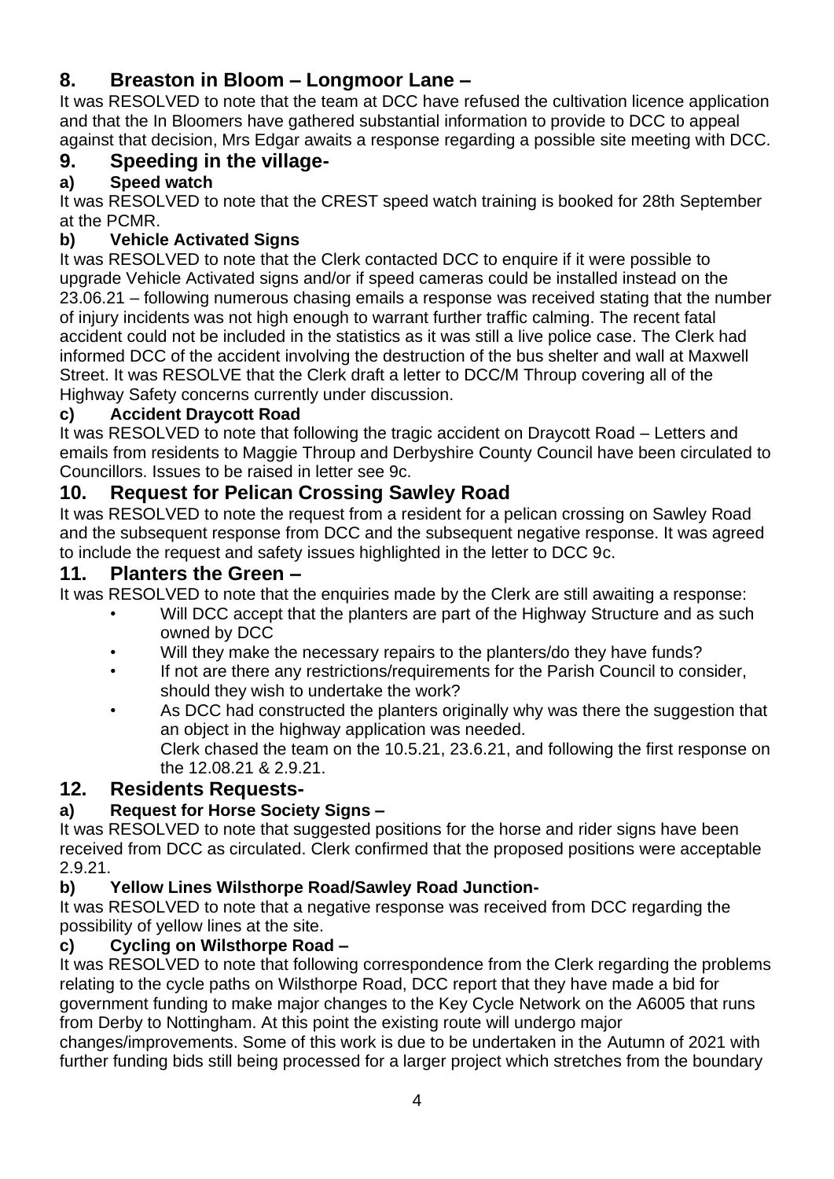## 8. Breaston in Bloom – Longmoor Lane –

It was RESOLVED to note that the team at DCC have refused the cultivation licence application and that the In Bloomers have gathered substantial information to provide to DCC to appeal against that decision, Mrs Edgar awaits a response regarding a possible site meeting with DCC.

## 9. Speeding in the village-

### a) Speed watch

It was RESOLVED to note that the CREST speed watch training is booked for 28th September at the PCMR.

### b) Vehicle Activated Signs

It was RESOLVED to note that the Clerk contacted DCC to enquire if it were possible to upgrade Vehicle Activated signs and/or if speed cameras could be installed instead on the 23.06.21 – following numerous chasing emails a response was received stating that the number of injury incidents was not high enough to warrant further traffic calming. The recent fatal accident could not be included in the statistics as it was still a live police case. The Clerk had informed DCC of the accident involving the destruction of the bus shelter and wall at Maxwell Street. It was RESOLVE that the Clerk draft a letter to DCC/M Throup covering all of the Highway Safety concerns currently under discussion.

### c) Accident Draycott Road

It was RESOLVED to note that following the tragic accident on Draycott Road – Letters and emails from residents to Maggie Throup and Derbyshire County Council have been circulated to Councillors. Issues to be raised in letter see 9c.

## 10. Request for Pelican Crossing Sawley Road

It was RESOLVED to note the request from a resident for a pelican crossing on Sawley Road and the subsequent response from DCC and the subsequent negative response. It was agreed to include the request and safety issues highlighted in the letter to DCC 9c.

## 11. Planters the Green –

It was RESOLVED to note that the enquiries made by the Clerk are still awaiting a response:

- Will DCC accept that the planters are part of the Highway Structure and as such owned by DCC
- Will they make the necessary repairs to the planters/do they have funds?
- If not are there any restrictions/requirements for the Parish Council to consider, should they wish to undertake the work?
- As DCC had constructed the planters originally why was there the suggestion that an object in the highway application was needed.
  Clerk chased the team on the 10.5.21, 23.6.21, and following the first response on the 12.08.21 & 2.9.21.

## 12. Residents Requests-

### a) Request for Horse Society Signs –

It was RESOLVED to note that suggested positions for the horse and rider signs have been received from DCC as circulated. Clerk confirmed that the proposed positions were acceptable 2.9.21.

### b) Yellow Lines Wilsthorpe Road/Sawley Road Junction-

It was RESOLVED to note that a negative response was received from DCC regarding the possibility of yellow lines at the site.

### c) Cycling on Wilsthorpe Road –

It was RESOLVED to note that following correspondence from the Clerk regarding the problems relating to the cycle paths on Wilsthorpe Road, DCC report that they have made a bid for government funding to make major changes to the Key Cycle Network on the A6005 that runs from Derby to Nottingham. At this point the existing route will undergo major changes/improvements. Some of this work is due to be undertaken in the Autumn of 2021 with further funding bids still being processed for a larger project which stretches from the boundary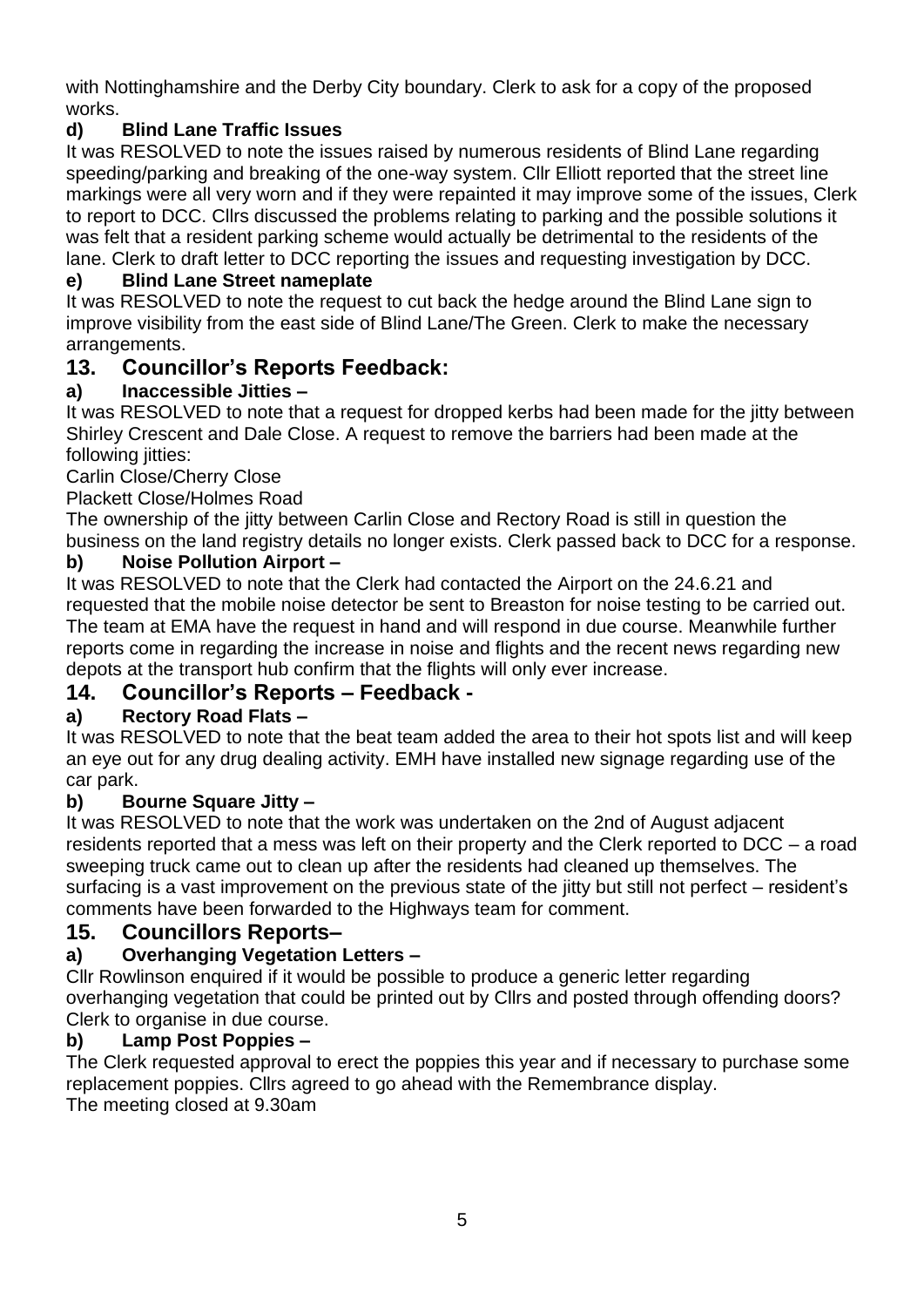with Nottinghamshire and the Derby City boundary. Clerk to ask for a copy of the proposed works.

### d) Blind Lane Traffic Issues

It was RESOLVED to note the issues raised by numerous residents of Blind Lane regarding speeding/parking and breaking of the one-way system. Cllr Elliott reported that the street line markings were all very worn and if they were repainted it may improve some of the issues, Clerk to report to DCC. Cllrs discussed the problems relating to parking and the possible solutions it was felt that a resident parking scheme would actually be detrimental to the residents of the lane. Clerk to draft letter to DCC reporting the issues and requesting investigation by DCC.

### e) Blind Lane Street nameplate

It was RESOLVED to note the request to cut back the hedge around the Blind Lane sign to improve visibility from the east side of Blind Lane/The Green. Clerk to make the necessary arrangements.

## 13. Councillor's Reports Feedback:

### a) Inaccessible Jitties –

It was RESOLVED to note that a request for dropped kerbs had been made for the jitty between Shirley Crescent and Dale Close. A request to remove the barriers had been made at the following jitties:

Carlin Close/Cherry Close

Plackett Close/Holmes Road

The ownership of the jitty between Carlin Close and Rectory Road is still in question the business on the land registry details no longer exists. Clerk passed back to DCC for a response.

### b) Noise Pollution Airport –

It was RESOLVED to note that the Clerk had contacted the Airport on the 24.6.21 and requested that the mobile noise detector be sent to Breaston for noise testing to be carried out. The team at EMA have the request in hand and will respond in due course. Meanwhile further reports come in regarding the increase in noise and flights and the recent news regarding new depots at the transport hub confirm that the flights will only ever increase.

## 14. Councillor's Reports – Feedback -

### a) Rectory Road Flats –

It was RESOLVED to note that the beat team added the area to their hot spots list and will keep an eye out for any drug dealing activity. EMH have installed new signage regarding use of the car park.

### b) Bourne Square Jitty –

It was RESOLVED to note that the work was undertaken on the 2nd of August adjacent residents reported that a mess was left on their property and the Clerk reported to DCC – a road sweeping truck came out to clean up after the residents had cleaned up themselves. The surfacing is a vast improvement on the previous state of the jitty but still not perfect – resident's comments have been forwarded to the Highways team for comment.

## 15. Councillors Reports–

### a) Overhanging Vegetation Letters –

Cllr Rowlinson enquired if it would be possible to produce a generic letter regarding overhanging vegetation that could be printed out by Cllrs and posted through offending doors? Clerk to organise in due course.

### b) Lamp Post Poppies –

The Clerk requested approval to erect the poppies this year and if necessary to purchase some replacement poppies. Cllrs agreed to go ahead with the Remembrance display.

The meeting closed at 9.30am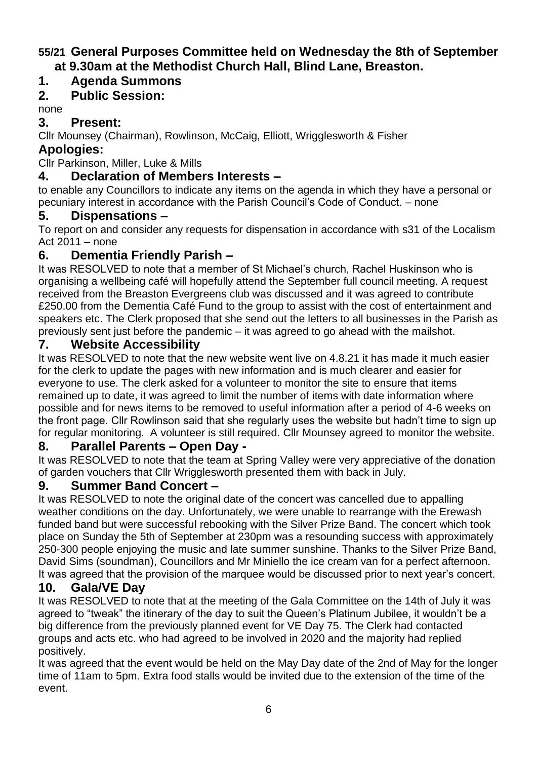## 55/21 General Purposes Committee held on Wednesday the 8th of September at 9.30am at the Methodist Church Hall, Blind Lane, Breaston.

### 1. Agenda Summons

### 2. Public Session:

none

### 3. Present:

Cllr Mounsey (Chairman), Rowlinson, McCaig, Elliott, Wrigglesworth & Fisher

### Apologies:

Cllr Parkinson, Miller, Luke & Mills

### 4. Declaration of Members Interests –

to enable any Councillors to indicate any items on the agenda in which they have a personal or pecuniary interest in accordance with the Parish Council's Code of Conduct. – none

### 5. Dispensations –

To report on and consider any requests for dispensation in accordance with s31 of the Localism Act 2011 – none

### 6. Dementia Friendly Parish –

It was RESOLVED to note that a member of St Michael's church, Rachel Huskinson who is organising a wellbeing café will hopefully attend the September full council meeting. A request received from the Breaston Evergreens club was discussed and it was agreed to contribute £250.00 from the Dementia Café Fund to the group to assist with the cost of entertainment and speakers etc. The Clerk proposed that she send out the letters to all businesses in the Parish as previously sent just before the pandemic – it was agreed to go ahead with the mailshot.

### 7. Website Accessibility

It was RESOLVED to note that the new website went live on 4.8.21 it has made it much easier for the clerk to update the pages with new information and is much clearer and easier for everyone to use. The clerk asked for a volunteer to monitor the site to ensure that items remained up to date, it was agreed to limit the number of items with date information where possible and for news items to be removed to useful information after a period of 4-6 weeks on the front page. Cllr Rowlinson said that she regularly uses the website but hadn't time to sign up for regular monitoring. A volunteer is still required. Cllr Mounsey agreed to monitor the website.

### 8. Parallel Parents – Open Day -

It was RESOLVED to note that the team at Spring Valley were very appreciative of the donation of garden vouchers that Cllr Wrigglesworth presented them with back in July.

### 9. Summer Band Concert –

It was RESOLVED to note the original date of the concert was cancelled due to appalling weather conditions on the day. Unfortunately, we were unable to rearrange with the Erewash funded band but were successful rebooking with the Silver Prize Band. The concert which took place on Sunday the 5th of September at 230pm was a resounding success with approximately 250-300 people enjoying the music and late summer sunshine. Thanks to the Silver Prize Band, David Sims (soundman), Councillors and Mr Miniello the ice cream van for a perfect afternoon. It was agreed that the provision of the marquee would be discussed prior to next year's concert.

### 10. Gala/VE Day

It was RESOLVED to note that at the meeting of the Gala Committee on the 14th of July it was agreed to "tweak" the itinerary of the day to suit the Queen's Platinum Jubilee, it wouldn't be a big difference from the previously planned event for VE Day 75. The Clerk had contacted groups and acts etc. who had agreed to be involved in 2020 and the majority had replied positively.

It was agreed that the event would be held on the May Day date of the 2nd of May for the longer time of 11am to 5pm. Extra food stalls would be invited due to the extension of the time of the event.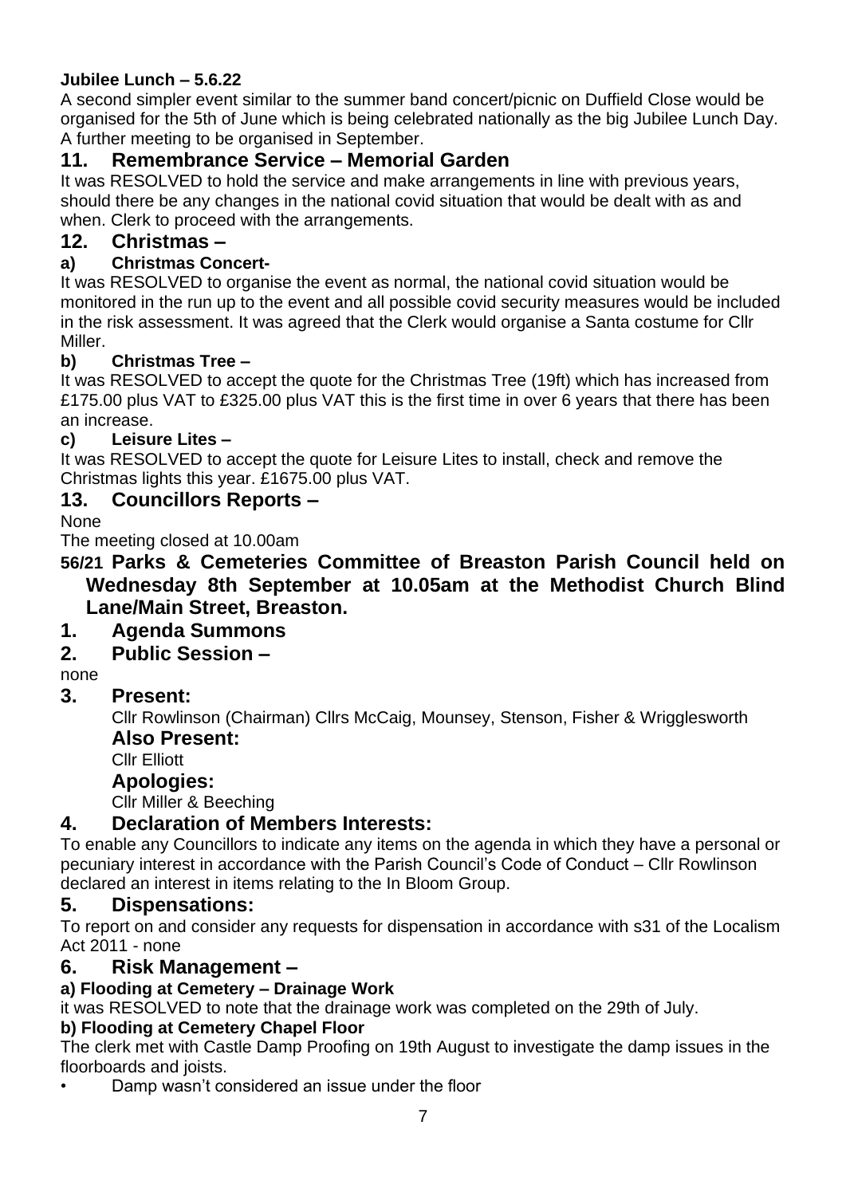**Jubilee Lunch – 5.6.22**

A second simpler event similar to the summer band concert/picnic on Duffield Close would be organised for the 5th of June which is being celebrated nationally as the big Jubilee Lunch Day. A further meeting to be organised in September.

## 11. Remembrance Service – Memorial Garden

It was RESOLVED to hold the service and make arrangements in line with previous years, should there be any changes in the national covid situation that would be dealt with as and when. Clerk to proceed with the arrangements.

## 12. Christmas –

### a) Christmas Concert-

It was RESOLVED to organise the event as normal, the national covid situation would be monitored in the run up to the event and all possible covid security measures would be included in the risk assessment. It was agreed that the Clerk would organise a Santa costume for Cllr Miller.

### b) Christmas Tree –

It was RESOLVED to accept the quote for the Christmas Tree (19ft) which has increased from £175.00 plus VAT to £325.00 plus VAT this is the first time in over 6 years that there has been an increase.

### c) Leisure Lites –

It was RESOLVED to accept the quote for Leisure Lites to install, check and remove the Christmas lights this year. £1675.00 plus VAT.

## 13. Councillors Reports –

None

The meeting closed at 10.00am

## 56/21 Parks & Cemeteries Committee of Breaston Parish Council held on Wednesday 8th September at 10.05am at the Methodist Church Blind Lane/Main Street, Breaston.

## 1. Agenda Summons

## 2. Public Session –

none

## 3. Present:

Cllr Rowlinson (Chairman) Cllrs McCaig, Mounsey, Stenson, Fisher & Wrigglesworth

**Also Present:**

Cllr Elliott

**Apologies:**

Cllr Miller & Beeching

## 4. Declaration of Members Interests:

To enable any Councillors to indicate any items on the agenda in which they have a personal or pecuniary interest in accordance with the Parish Council's Code of Conduct – Cllr Rowlinson declared an interest in items relating to the In Bloom Group.

## 5. Dispensations:

To report on and consider any requests for dispensation in accordance with s31 of the Localism Act 2011 - none

## 6. Risk Management –

**a) Flooding at Cemetery – Drainage Work**

it was RESOLVED to note that the drainage work was completed on the 29th of July.

**b) Flooding at Cemetery Chapel Floor**

The clerk met with Castle Damp Proofing on 19th August to investigate the damp issues in the floorboards and joists.

- Damp wasn't considered an issue under the floor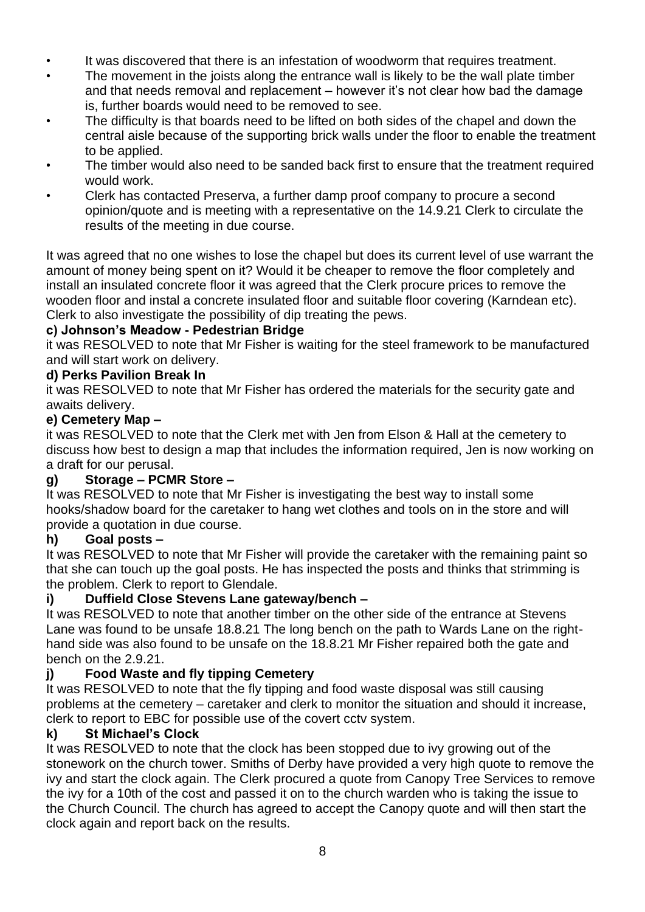- It was discovered that there is an infestation of woodworm that requires treatment.
- The movement in the joists along the entrance wall is likely to be the wall plate timber and that needs removal and replacement – however it's not clear how bad the damage is, further boards would need to be removed to see.
- The difficulty is that boards need to be lifted on both sides of the chapel and down the central aisle because of the supporting brick walls under the floor to enable the treatment to be applied.
- The timber would also need to be sanded back first to ensure that the treatment required would work.
- Clerk has contacted Preserva, a further damp proof company to procure a second opinion/quote and is meeting with a representative on the 14.9.21 Clerk to circulate the results of the meeting in due course.

It was agreed that no one wishes to lose the chapel but does its current level of use warrant the amount of money being spent on it? Would it be cheaper to remove the floor completely and install an insulated concrete floor it was agreed that the Clerk procure prices to remove the wooden floor and instal a concrete insulated floor and suitable floor covering (Karndean etc). Clerk to also investigate the possibility of dip treating the pews.

**c) Johnson's Meadow - Pedestrian Bridge**

it was RESOLVED to note that Mr Fisher is waiting for the steel framework to be manufactured and will start work on delivery.

**d) Perks Pavilion Break In**

it was RESOLVED to note that Mr Fisher has ordered the materials for the security gate and awaits delivery.

**e) Cemetery Map –**

it was RESOLVED to note that the Clerk met with Jen from Elson & Hall at the cemetery to discuss how best to design a map that includes the information required, Jen is now working on a draft for our perusal.

**g) Storage – PCMR Store –**

It was RESOLVED to note that Mr Fisher is investigating the best way to install some hooks/shadow board for the caretaker to hang wet clothes and tools on in the store and will provide a quotation in due course.

**h) Goal posts –**

It was RESOLVED to note that Mr Fisher will provide the caretaker with the remaining paint so that she can touch up the goal posts. He has inspected the posts and thinks that strimming is the problem. Clerk to report to Glendale.

**i) Duffield Close Stevens Lane gateway/bench –**

It was RESOLVED to note that another timber on the other side of the entrance at Stevens Lane was found to be unsafe 18.8.21 The long bench on the path to Wards Lane on the right-hand side was also found to be unsafe on the 18.8.21 Mr Fisher repaired both the gate and bench on the 2.9.21.

**j) Food Waste and fly tipping Cemetery**

It was RESOLVED to note that the fly tipping and food waste disposal was still causing problems at the cemetery – caretaker and clerk to monitor the situation and should it increase, clerk to report to EBC for possible use of the covert cctv system.

**k) St Michael's Clock**

It was RESOLVED to note that the clock has been stopped due to ivy growing out of the stonework on the church tower. Smiths of Derby have provided a very high quote to remove the ivy and start the clock again. The Clerk procured a quote from Canopy Tree Services to remove the ivy for a 10th of the cost and passed it on to the church warden who is taking the issue to the Church Council. The church has agreed to accept the Canopy quote and will then start the clock again and report back on the results.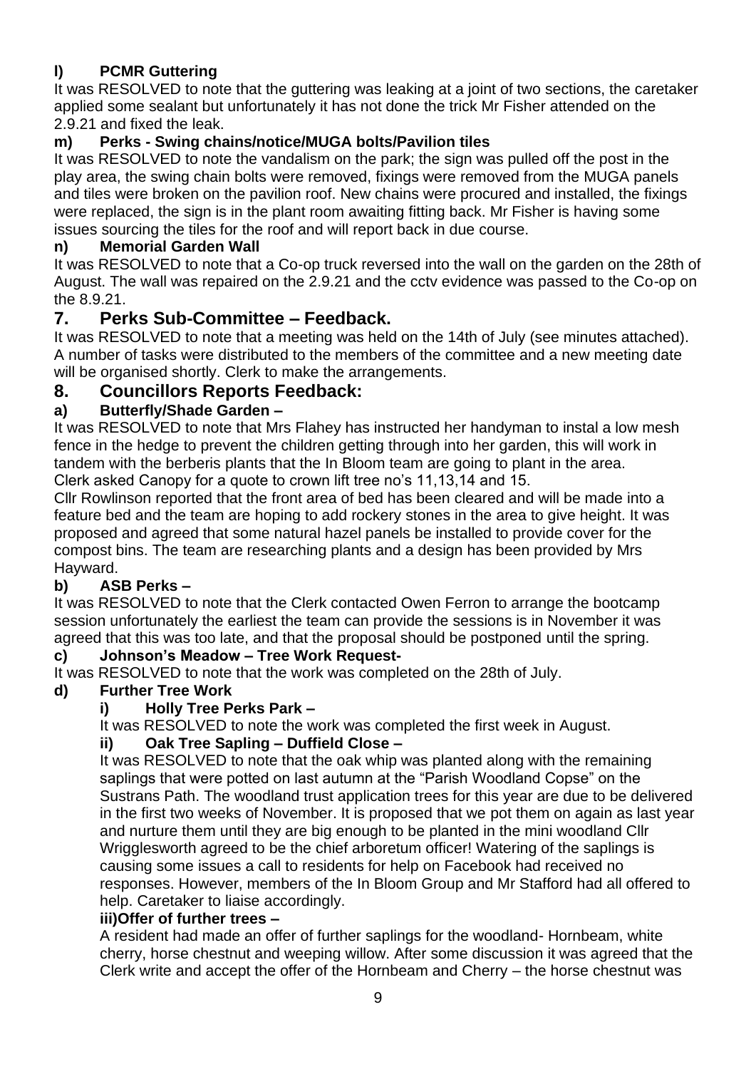### l) PCMR Guttering

It was RESOLVED to note that the guttering was leaking at a joint of two sections, the caretaker applied some sealant but unfortunately it has not done the trick Mr Fisher attended on the 2.9.21 and fixed the leak.

### m) Perks - Swing chains/notice/MUGA bolts/Pavilion tiles

It was RESOLVED to note the vandalism on the park; the sign was pulled off the post in the play area, the swing chain bolts were removed, fixings were removed from the MUGA panels and tiles were broken on the pavilion roof. New chains were procured and installed, the fixings were replaced, the sign is in the plant room awaiting fitting back. Mr Fisher is having some issues sourcing the tiles for the roof and will report back in due course.

### n) Memorial Garden Wall

It was RESOLVED to note that a Co-op truck reversed into the wall on the garden on the 28th of August. The wall was repaired on the 2.9.21 and the cctv evidence was passed to the Co-op on the 8.9.21.

## 7. Perks Sub-Committee – Feedback.

It was RESOLVED to note that a meeting was held on the 14th of July (see minutes attached). A number of tasks were distributed to the members of the committee and a new meeting date will be organised shortly. Clerk to make the arrangements.

## 8. Councillors Reports Feedback:

### a) Butterfly/Shade Garden –

It was RESOLVED to note that Mrs Flahey has instructed her handyman to instal a low mesh fence in the hedge to prevent the children getting through into her garden, this will work in tandem with the berberis plants that the In Bloom team are going to plant in the area.
Clerk asked Canopy for a quote to crown lift tree no's 11,13,14 and 15.

Cllr Rowlinson reported that the front area of bed has been cleared and will be made into a feature bed and the team are hoping to add rockery stones in the area to give height. It was proposed and agreed that some natural hazel panels be installed to provide cover for the compost bins. The team are researching plants and a design has been provided by Mrs Hayward.

### b) ASB Perks –

It was RESOLVED to note that the Clerk contacted Owen Ferron to arrange the bootcamp session unfortunately the earliest the team can provide the sessions is in November it was agreed that this was too late, and that the proposal should be postponed until the spring.

### c) Johnson's Meadow – Tree Work Request-

It was RESOLVED to note that the work was completed on the 28th of July.

### d) Further Tree Work

#### i) Holly Tree Perks Park –

It was RESOLVED to note the work was completed the first week in August.

#### ii) Oak Tree Sapling – Duffield Close –

It was RESOLVED to note that the oak whip was planted along with the remaining saplings that were potted on last autumn at the "Parish Woodland Copse" on the Sustrans Path. The woodland trust application trees for this year are due to be delivered in the first two weeks of November. It is proposed that we pot them on again as last year and nurture them until they are big enough to be planted in the mini woodland Cllr Wrigglesworth agreed to be the chief arboretum officer! Watering of the saplings is causing some issues a call to residents for help on Facebook had received no responses. However, members of the In Bloom Group and Mr Stafford had all offered to help. Caretaker to liaise accordingly.

#### iii) Offer of further trees –

A resident had made an offer of further saplings for the woodland- Hornbeam, white cherry, horse chestnut and weeping willow. After some discussion it was agreed that the Clerk write and accept the offer of the Hornbeam and Cherry – the horse chestnut was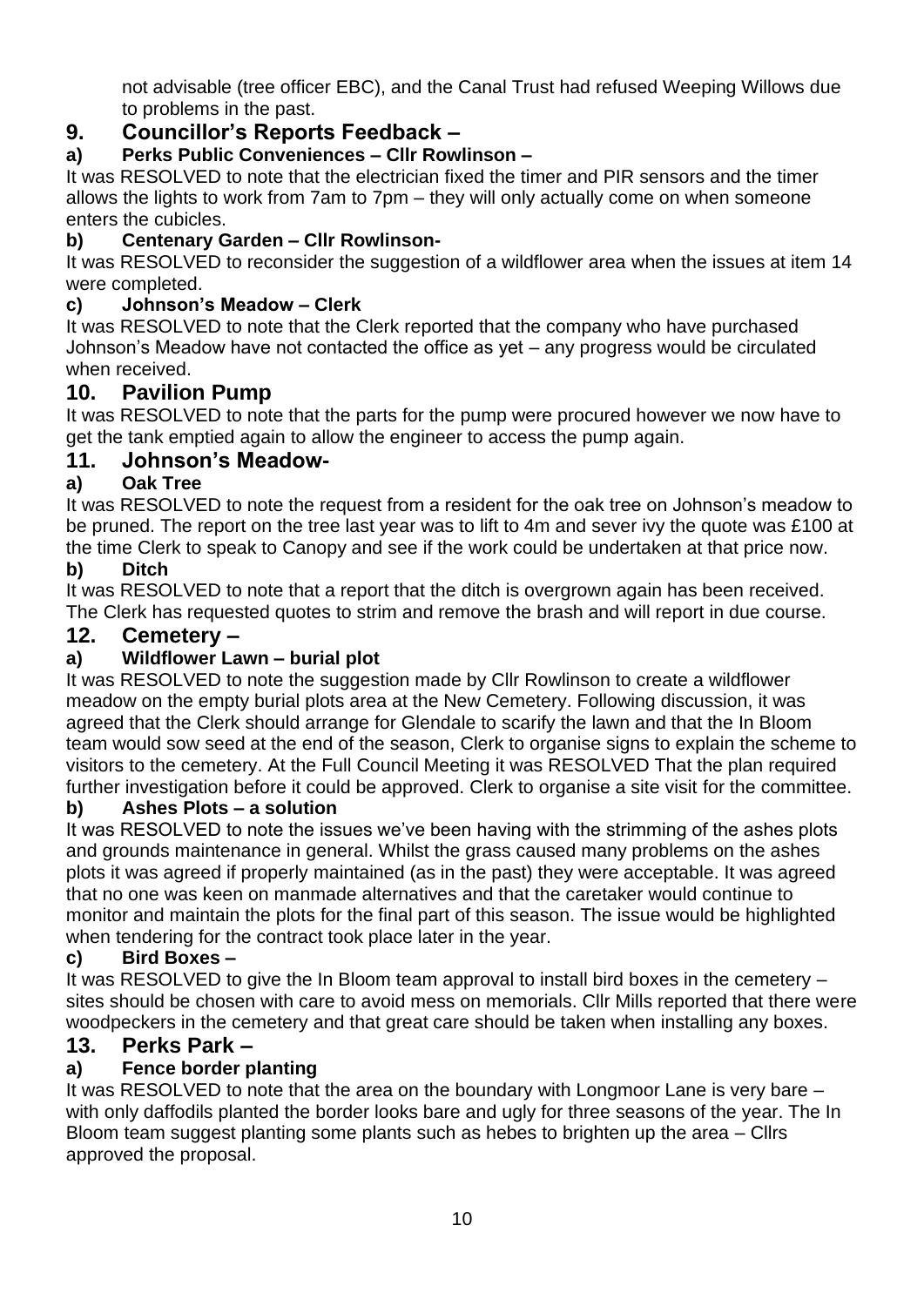not advisable (tree officer EBC), and the Canal Trust had refused Weeping Willows due to problems in the past.

## 9. Councillor's Reports Feedback –

### a) Perks Public Conveniences – Cllr Rowlinson –

It was RESOLVED to note that the electrician fixed the timer and PIR sensors and the timer allows the lights to work from 7am to 7pm – they will only actually come on when someone enters the cubicles.

### b) Centenary Garden – Cllr Rowlinson-

It was RESOLVED to reconsider the suggestion of a wildflower area when the issues at item 14 were completed.

### c) Johnson's Meadow – Clerk

It was RESOLVED to note that the Clerk reported that the company who have purchased Johnson's Meadow have not contacted the office as yet – any progress would be circulated when received.

## 10. Pavilion Pump

It was RESOLVED to note that the parts for the pump were procured however we now have to get the tank emptied again to allow the engineer to access the pump again.

## 11. Johnson's Meadow-

### a) Oak Tree

It was RESOLVED to note the request from a resident for the oak tree on Johnson's meadow to be pruned. The report on the tree last year was to lift to 4m and sever ivy the quote was £100 at the time Clerk to speak to Canopy and see if the work could be undertaken at that price now.

### b) Ditch

It was RESOLVED to note that a report that the ditch is overgrown again has been received. The Clerk has requested quotes to strim and remove the brash and will report in due course.

## 12. Cemetery –

### a) Wildflower Lawn – burial plot

It was RESOLVED to note the suggestion made by Cllr Rowlinson to create a wildflower meadow on the empty burial plots area at the New Cemetery. Following discussion, it was agreed that the Clerk should arrange for Glendale to scarify the lawn and that the In Bloom team would sow seed at the end of the season, Clerk to organise signs to explain the scheme to visitors to the cemetery. At the Full Council Meeting it was RESOLVED That the plan required further investigation before it could be approved. Clerk to organise a site visit for the committee.

### b) Ashes Plots – a solution

It was RESOLVED to note the issues we've been having with the strimming of the ashes plots and grounds maintenance in general. Whilst the grass caused many problems on the ashes plots it was agreed if properly maintained (as in the past) they were acceptable. It was agreed that no one was keen on manmade alternatives and that the caretaker would continue to monitor and maintain the plots for the final part of this season. The issue would be highlighted when tendering for the contract took place later in the year.

### c) Bird Boxes –

It was RESOLVED to give the In Bloom team approval to install bird boxes in the cemetery – sites should be chosen with care to avoid mess on memorials. Cllr Mills reported that there were woodpeckers in the cemetery and that great care should be taken when installing any boxes.

## 13. Perks Park –

### a) Fence border planting

It was RESOLVED to note that the area on the boundary with Longmoor Lane is very bare – with only daffodils planted the border looks bare and ugly for three seasons of the year. The In Bloom team suggest planting some plants such as hebes to brighten up the area – Cllrs approved the proposal.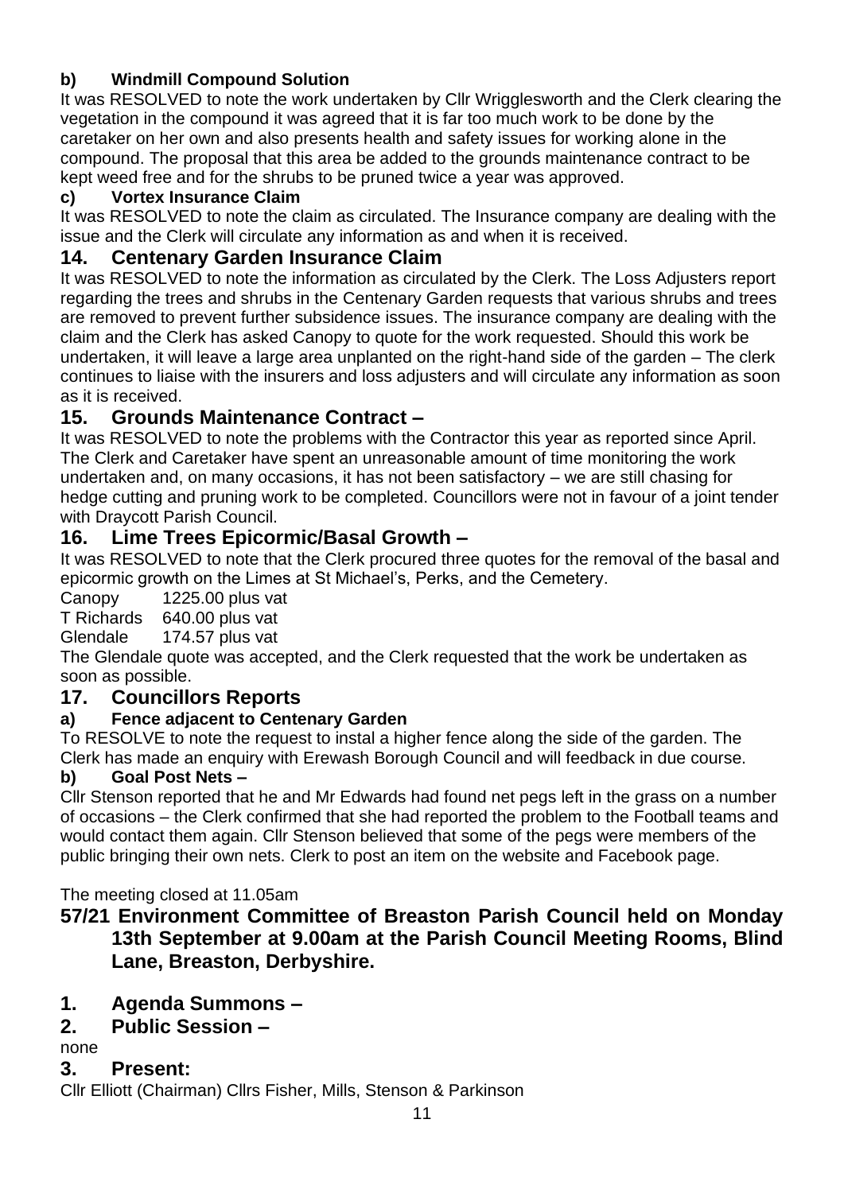**b) Windmill Compound Solution**

It was RESOLVED to note the work undertaken by Cllr Wrigglesworth and the Clerk clearing the vegetation in the compound it was agreed that it is far too much work to be done by the caretaker on her own and also presents health and safety issues for working alone in the compound. The proposal that this area be added to the grounds maintenance contract to be kept weed free and for the shrubs to be pruned twice a year was approved.

**c) Vortex Insurance Claim**

It was RESOLVED to note the claim as circulated. The Insurance company are dealing with the issue and the Clerk will circulate any information as and when it is received.

## 14. Centenary Garden Insurance Claim

It was RESOLVED to note the information as circulated by the Clerk. The Loss Adjusters report regarding the trees and shrubs in the Centenary Garden requests that various shrubs and trees are removed to prevent further subsidence issues. The insurance company are dealing with the claim and the Clerk has asked Canopy to quote for the work requested. Should this work be undertaken, it will leave a large area unplanted on the right-hand side of the garden – The clerk continues to liaise with the insurers and loss adjusters and will circulate any information as soon as it is received.

## 15. Grounds Maintenance Contract –

It was RESOLVED to note the problems with the Contractor this year as reported since April. The Clerk and Caretaker have spent an unreasonable amount of time monitoring the work undertaken and, on many occasions, it has not been satisfactory – we are still chasing for hedge cutting and pruning work to be completed. Councillors were not in favour of a joint tender with Draycott Parish Council.

## 16. Lime Trees Epicormic/Basal Growth –

It was RESOLVED to note that the Clerk procured three quotes for the removal of the basal and epicormic growth on the Limes at St Michael's, Perks, and the Cemetery.

| | |
|---|---|
| Canopy | 1225.00 plus vat |
| T Richards | 640.00 plus vat |
| Glendale | 174.57 plus vat |

The Glendale quote was accepted, and the Clerk requested that the work be undertaken as soon as possible.

## 17. Councillors Reports

**a) Fence adjacent to Centenary Garden**

To RESOLVE to note the request to instal a higher fence along the side of the garden. The Clerk has made an enquiry with Erewash Borough Council and will feedback in due course.

**b) Goal Post Nets –**

Cllr Stenson reported that he and Mr Edwards had found net pegs left in the grass on a number of occasions – the Clerk confirmed that she had reported the problem to the Football teams and would contact them again. Cllr Stenson believed that some of the pegs were members of the public bringing their own nets. Clerk to post an item on the website and Facebook page.

The meeting closed at 11.05am

## 57/21 Environment Committee of Breaston Parish Council held on Monday 13th September at 9.00am at the Parish Council Meeting Rooms, Blind Lane, Breaston, Derbyshire.

## 1. Agenda Summons –

## 2. Public Session –

none

## 3. Present:

Cllr Elliott (Chairman) Cllrs Fisher, Mills, Stenson & Parkinson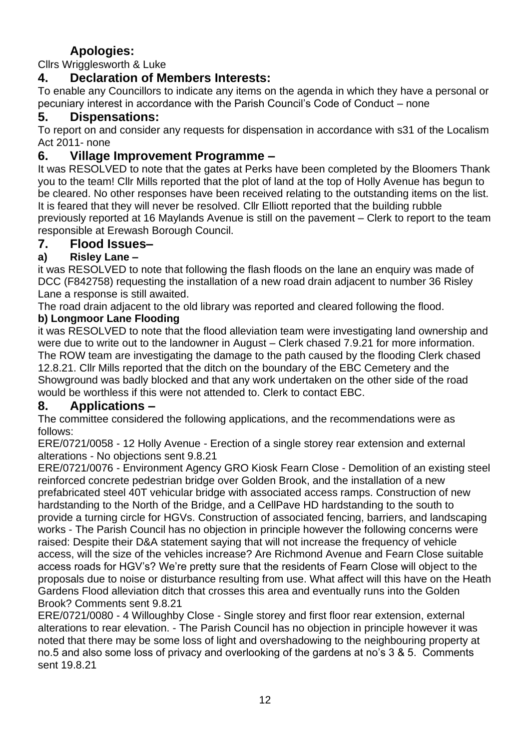## Apologies:

Cllrs Wrigglesworth & Luke

## 4. Declaration of Members Interests:

To enable any Councillors to indicate any items on the agenda in which they have a personal or pecuniary interest in accordance with the Parish Council's Code of Conduct – none

## 5. Dispensations:

To report on and consider any requests for dispensation in accordance with s31 of the Localism Act 2011- none

## 6. Village Improvement Programme –

It was RESOLVED to note that the gates at Perks have been completed by the Bloomers Thank you to the team! Cllr Mills reported that the plot of land at the top of Holly Avenue has begun to be cleared. No other responses have been received relating to the outstanding items on the list. It is feared that they will never be resolved. Cllr Elliott reported that the building rubble previously reported at 16 Maylands Avenue is still on the pavement – Clerk to report to the team responsible at Erewash Borough Council.

## 7. Flood Issues–

### a) Risley Lane –

it was RESOLVED to note that following the flash floods on the lane an enquiry was made of DCC (F842758) requesting the installation of a new road drain adjacent to number 36 Risley Lane a response is still awaited.

The road drain adjacent to the old library was reported and cleared following the flood.

### b) Longmoor Lane Flooding

it was RESOLVED to note that the flood alleviation team were investigating land ownership and were due to write out to the landowner in August – Clerk chased 7.9.21 for more information. The ROW team are investigating the damage to the path caused by the flooding Clerk chased 12.8.21. Cllr Mills reported that the ditch on the boundary of the EBC Cemetery and the Showground was badly blocked and that any work undertaken on the other side of the road would be worthless if this were not attended to. Clerk to contact EBC.

## 8. Applications –

The committee considered the following applications, and the recommendations were as follows:

ERE/0721/0058 - 12 Holly Avenue - Erection of a single storey rear extension and external alterations - No objections sent 9.8.21

ERE/0721/0076 - Environment Agency GRO Kiosk Fearn Close - Demolition of an existing steel reinforced concrete pedestrian bridge over Golden Brook, and the installation of a new prefabricated steel 40T vehicular bridge with associated access ramps. Construction of new hardstanding to the North of the Bridge, and a CellPave HD hardstanding to the south to provide a turning circle for HGVs. Construction of associated fencing, barriers, and landscaping works - The Parish Council has no objection in principle however the following concerns were raised: Despite their D&A statement saying that will not increase the frequency of vehicle access, will the size of the vehicles increase? Are Richmond Avenue and Fearn Close suitable access roads for HGV's? We're pretty sure that the residents of Fearn Close will object to the proposals due to noise or disturbance resulting from use. What affect will this have on the Heath Gardens Flood alleviation ditch that crosses this area and eventually runs into the Golden Brook? Comments sent 9.8.21

ERE/0721/0080 - 4 Willoughby Close - Single storey and first floor rear extension, external alterations to rear elevation. - The Parish Council has no objection in principle however it was noted that there may be some loss of light and overshadowing to the neighbouring property at no.5 and also some loss of privacy and overlooking of the gardens at no's 3 & 5. Comments sent 19.8.21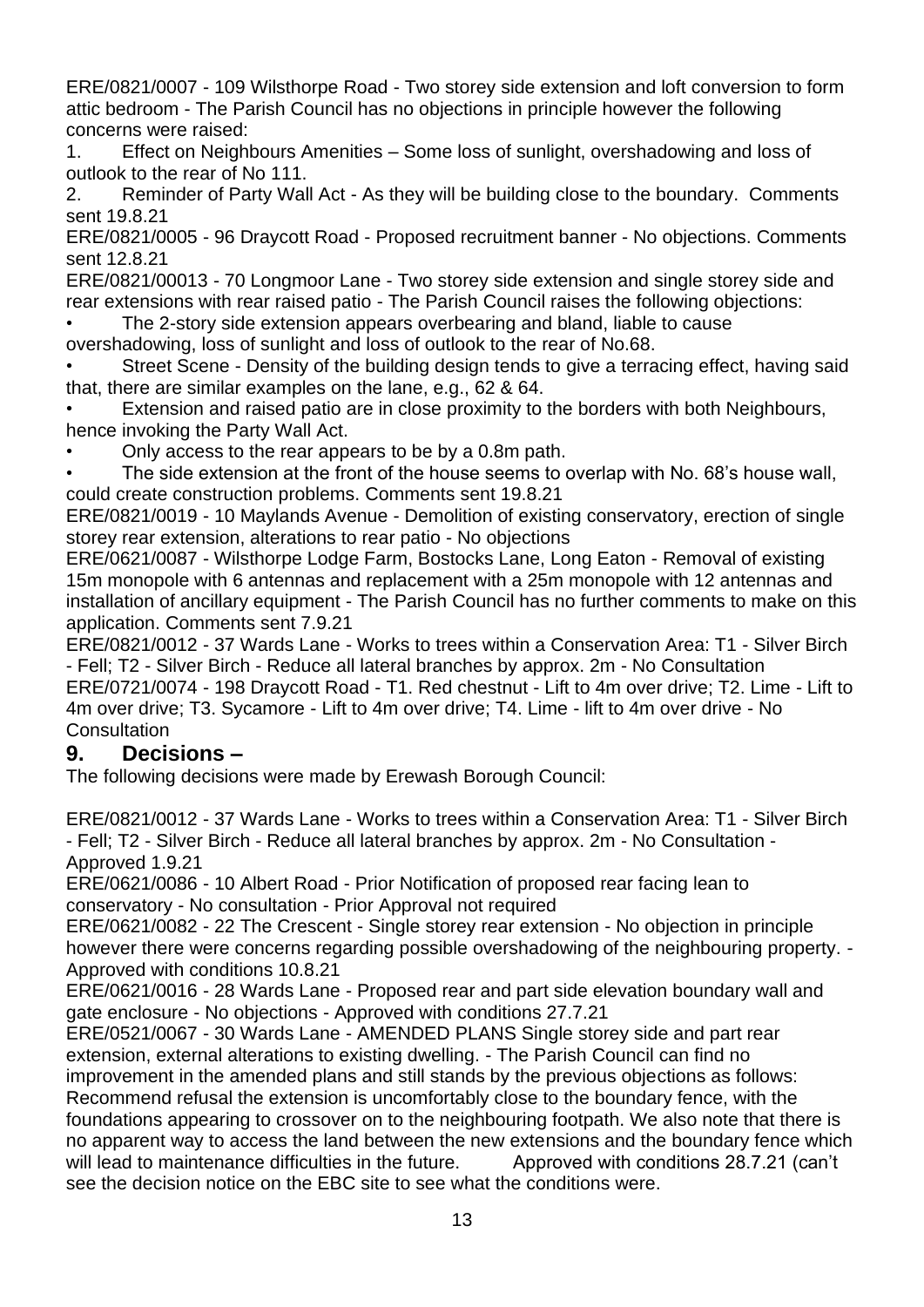ERE/0821/0007 - 109 Wilsthorpe Road - Two storey side extension and loft conversion to form attic bedroom - The Parish Council has no objections in principle however the following concerns were raised:

1. Effect on Neighbours Amenities – Some loss of sunlight, overshadowing and loss of outlook to the rear of No 111.
2. Reminder of Party Wall Act - As they will be building close to the boundary. Comments sent 19.8.21

ERE/0821/0005 - 96 Draycott Road - Proposed recruitment banner - No objections. Comments sent 12.8.21

ERE/0821/00013 - 70 Longmoor Lane - Two storey side extension and single storey side and rear extensions with rear raised patio - The Parish Council raises the following objections:

- The 2-story side extension appears overbearing and bland, liable to cause overshadowing, loss of sunlight and loss of outlook to the rear of No.68.
- Street Scene - Density of the building design tends to give a terracing effect, having said that, there are similar examples on the lane, e.g., 62 & 64.
- Extension and raised patio are in close proximity to the borders with both Neighbours, hence invoking the Party Wall Act.
- Only access to the rear appears to be by a 0.8m path.
- The side extension at the front of the house seems to overlap with No. 68's house wall, could create construction problems. Comments sent 19.8.21

ERE/0821/0019 - 10 Maylands Avenue - Demolition of existing conservatory, erection of single storey rear extension, alterations to rear patio - No objections

ERE/0621/0087 - Wilsthorpe Lodge Farm, Bostocks Lane, Long Eaton - Removal of existing 15m monopole with 6 antennas and replacement with a 25m monopole with 12 antennas and installation of ancillary equipment - The Parish Council has no further comments to make on this application. Comments sent 7.9.21

ERE/0821/0012 - 37 Wards Lane - Works to trees within a Conservation Area: T1 - Silver Birch - Fell; T2 - Silver Birch - Reduce all lateral branches by approx. 2m - No Consultation

ERE/0721/0074 - 198 Draycott Road - T1. Red chestnut - Lift to 4m over drive; T2. Lime - Lift to 4m over drive; T3. Sycamore - Lift to 4m over drive; T4. Lime - lift to 4m over drive - No Consultation

## 9. Decisions –

The following decisions were made by Erewash Borough Council:

ERE/0821/0012 - 37 Wards Lane - Works to trees within a Conservation Area: T1 - Silver Birch - Fell; T2 - Silver Birch - Reduce all lateral branches by approx. 2m - No Consultation - Approved 1.9.21

ERE/0621/0086 - 10 Albert Road - Prior Notification of proposed rear facing lean to conservatory - No consultation - Prior Approval not required

ERE/0621/0082 - 22 The Crescent - Single storey rear extension - No objection in principle however there were concerns regarding possible overshadowing of the neighbouring property. - Approved with conditions 10.8.21

ERE/0621/0016 - 28 Wards Lane - Proposed rear and part side elevation boundary wall and gate enclosure - No objections - Approved with conditions 27.7.21

ERE/0521/0067 - 30 Wards Lane - AMENDED PLANS Single storey side and part rear extension, external alterations to existing dwelling. - The Parish Council can find no improvement in the amended plans and still stands by the previous objections as follows: Recommend refusal the extension is uncomfortably close to the boundary fence, with the foundations appearing to crossover on to the neighbouring footpath. We also note that there is no apparent way to access the land between the new extensions and the boundary fence which will lead to maintenance difficulties in the future. Approved with conditions 28.7.21 (can't see the decision notice on the EBC site to see what the conditions were.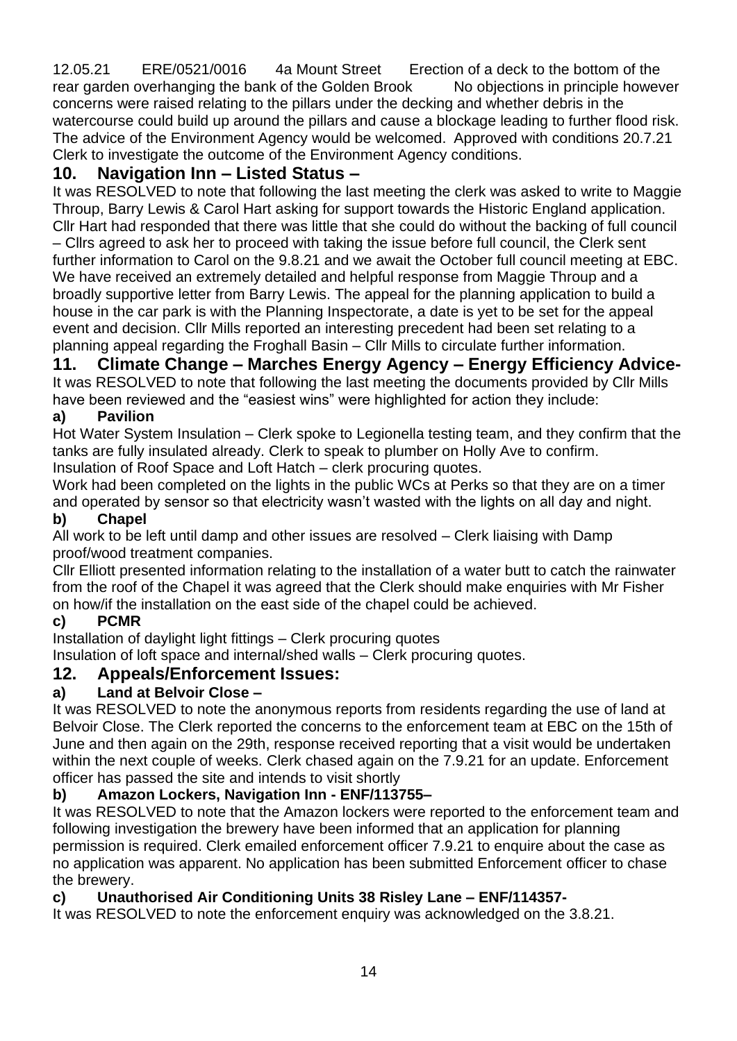12.05.21 ERE/0521/0016 4a Mount Street Erection of a deck to the bottom of the rear garden overhanging the bank of the Golden Brook No objections in principle however concerns were raised relating to the pillars under the decking and whether debris in the watercourse could build up around the pillars and cause a blockage leading to further flood risk. The advice of the Environment Agency would be welcomed. Approved with conditions 20.7.21 Clerk to investigate the outcome of the Environment Agency conditions.

## 10. Navigation Inn – Listed Status –

It was RESOLVED to note that following the last meeting the clerk was asked to write to Maggie Throup, Barry Lewis & Carol Hart asking for support towards the Historic England application. Cllr Hart had responded that there was little that she could do without the backing of full council – Cllrs agreed to ask her to proceed with taking the issue before full council, the Clerk sent further information to Carol on the 9.8.21 and we await the October full council meeting at EBC. We have received an extremely detailed and helpful response from Maggie Throup and a broadly supportive letter from Barry Lewis. The appeal for the planning application to build a house in the car park is with the Planning Inspectorate, a date is yet to be set for the appeal event and decision. Cllr Mills reported an interesting precedent had been set relating to a planning appeal regarding the Froghall Basin – Cllr Mills to circulate further information.

## 11. Climate Change – Marches Energy Agency – Energy Efficiency Advice-

It was RESOLVED to note that following the last meeting the documents provided by Cllr Mills have been reviewed and the "easiest wins" were highlighted for action they include:

### a) Pavilion

Hot Water System Insulation – Clerk spoke to Legionella testing team, and they confirm that the tanks are fully insulated already. Clerk to speak to plumber on Holly Ave to confirm.
Insulation of Roof Space and Loft Hatch – clerk procuring quotes.
Work had been completed on the lights in the public WCs at Perks so that they are on a timer and operated by sensor so that electricity wasn't wasted with the lights on all day and night.

### b) Chapel

All work to be left until damp and other issues are resolved – Clerk liaising with Damp proof/wood treatment companies.
Cllr Elliott presented information relating to the installation of a water butt to catch the rainwater from the roof of the Chapel it was agreed that the Clerk should make enquiries with Mr Fisher on how/if the installation on the east side of the chapel could be achieved.

### c) PCMR

Installation of daylight light fittings – Clerk procuring quotes
Insulation of loft space and internal/shed walls – Clerk procuring quotes.

## 12. Appeals/Enforcement Issues:

### a) Land at Belvoir Close –

It was RESOLVED to note the anonymous reports from residents regarding the use of land at Belvoir Close. The Clerk reported the concerns to the enforcement team at EBC on the 15th of June and then again on the 29th, response received reporting that a visit would be undertaken within the next couple of weeks. Clerk chased again on the 7.9.21 for an update. Enforcement officer has passed the site and intends to visit shortly

### b) Amazon Lockers, Navigation Inn - ENF/113755–

It was RESOLVED to note that the Amazon lockers were reported to the enforcement team and following investigation the brewery have been informed that an application for planning permission is required. Clerk emailed enforcement officer 7.9.21 to enquire about the case as no application was apparent. No application has been submitted Enforcement officer to chase the brewery.

### c) Unauthorised Air Conditioning Units 38 Risley Lane – ENF/114357-

It was RESOLVED to note the enforcement enquiry was acknowledged on the 3.8.21.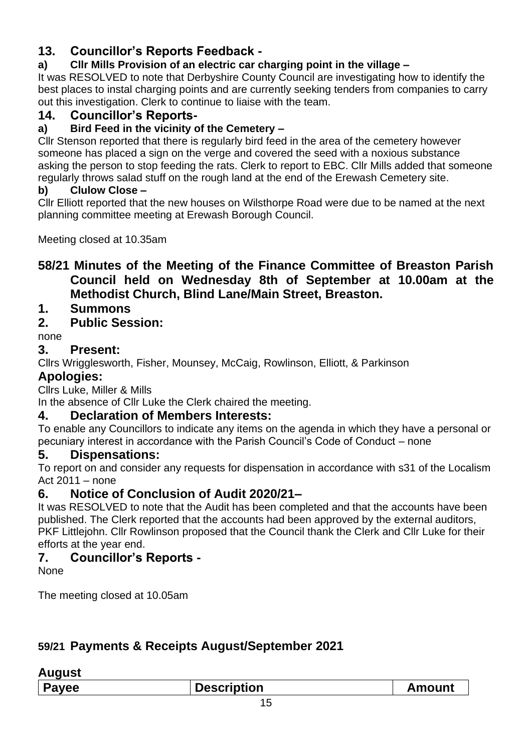## 13. Councillor's Reports Feedback -

### a) Cllr Mills Provision of an electric car charging point in the village –

It was RESOLVED to note that Derbyshire County Council are investigating how to identify the best places to instal charging points and are currently seeking tenders from companies to carry out this investigation. Clerk to continue to liaise with the team.

## 14. Councillor's Reports-

### a) Bird Feed in the vicinity of the Cemetery –

Cllr Stenson reported that there is regularly bird feed in the area of the cemetery however someone has placed a sign on the verge and covered the seed with a noxious substance asking the person to stop feeding the rats. Clerk to report to EBC. Cllr Mills added that someone regularly throws salad stuff on the rough land at the end of the Erewash Cemetery site.

### b) Clulow Close –

Cllr Elliott reported that the new houses on Wilsthorpe Road were due to be named at the next planning committee meeting at Erewash Borough Council.

Meeting closed at 10.35am

## 58/21 Minutes of the Meeting of the Finance Committee of Breaston Parish Council held on Wednesday 8th of September at 10.00am at the Methodist Church, Blind Lane/Main Street, Breaston.

## 1. Summons

## 2. Public Session:

none

## 3. Present:

Cllrs Wrigglesworth, Fisher, Mounsey, McCaig, Rowlinson, Elliott, & Parkinson

### Apologies:

Cllrs Luke, Miller & Mills

In the absence of Cllr Luke the Clerk chaired the meeting.

## 4. Declaration of Members Interests:

To enable any Councillors to indicate any items on the agenda in which they have a personal or pecuniary interest in accordance with the Parish Council's Code of Conduct – none

## 5. Dispensations:

To report on and consider any requests for dispensation in accordance with s31 of the Localism Act 2011 – none

## 6. Notice of Conclusion of Audit 2020/21–

It was RESOLVED to note that the Audit has been completed and that the accounts have been published. The Clerk reported that the accounts had been approved by the external auditors, PKF Littlejohn. Cllr Rowlinson proposed that the Council thank the Clerk and Cllr Luke for their efforts at the year end.

## 7. Councillor's Reports -

None

The meeting closed at 10.05am

## 59/21 Payments & Receipts August/September 2021

### August

| Payee | Description | Amount |
|---|---|---|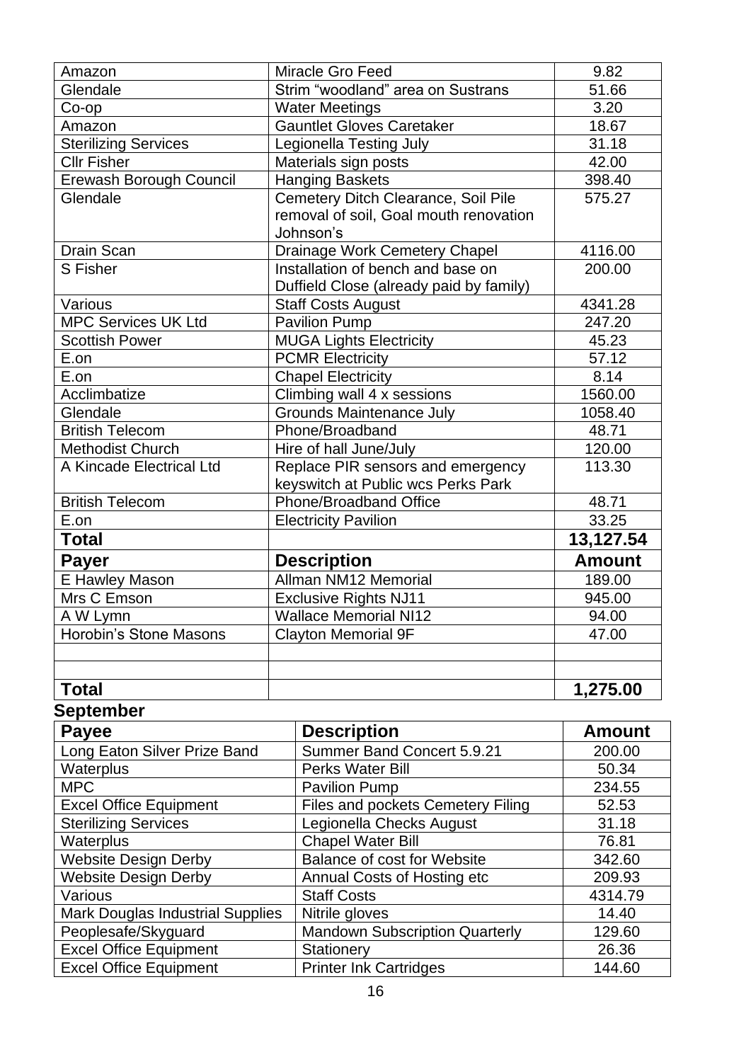| | | |
|---|---|---|
| Amazon | Miracle Gro Feed | 9.82 |
| Glendale | Strim "woodland" area on Sustrans | 51.66 |
| Co-op | Water Meetings | 3.20 |
| Amazon | Gauntlet Gloves Caretaker | 18.67 |
| Sterilizing Services | Legionella Testing July | 31.18 |
| Cllr Fisher | Materials sign posts | 42.00 |
| Erewash Borough Council | Hanging Baskets | 398.40 |
| Glendale | Cemetery Ditch Clearance, Soil Pile removal of soil, Goal mouth renovation Johnson's | 575.27 |
| Drain Scan | Drainage Work Cemetery Chapel | 4116.00 |
| S Fisher | Installation of bench and base on Duffield Close (already paid by family) | 200.00 |
| Various | Staff Costs August | 4341.28 |
| MPC Services UK Ltd | Pavilion Pump | 247.20 |
| Scottish Power | MUGA Lights Electricity | 45.23 |
| E.on | PCMR Electricity | 57.12 |
| E.on | Chapel Electricity | 8.14 |
| Acclimbatize | Climbing wall 4 x sessions | 1560.00 |
| Glendale | Grounds Maintenance July | 1058.40 |
| British Telecom | Phone/Broadband | 48.71 |
| Methodist Church | Hire of hall June/July | 120.00 |
| A Kincade Electrical Ltd | Replace PIR sensors and emergency keyswitch at Public wcs Perks Park | 113.30 |
| British Telecom | Phone/Broadband Office | 48.71 |
| E.on | Electricity Pavilion | 33.25 |
| **Total** | | **13,127.54** |

| **Payer** | **Description** | **Amount** |
|---|---|---|
| E Hawley Mason | Allman NM12 Memorial | 189.00 |
| Mrs C Emson | Exclusive Rights NJ11 | 945.00 |
| A W Lymn | Wallace Memorial NI12 | 94.00 |
| Horobin's Stone Masons | Clayton Memorial 9F | 47.00 |
| | | |
| | | |
| **Total** | | **1,275.00** |

**September**

| **Payee** | **Description** | **Amount** |
|---|---|---|
| Long Eaton Silver Prize Band | Summer Band Concert 5.9.21 | 200.00 |
| Waterplus | Perks Water Bill | 50.34 |
| MPC | Pavilion Pump | 234.55 |
| Excel Office Equipment | Files and pockets Cemetery Filing | 52.53 |
| Sterilizing Services | Legionella Checks August | 31.18 |
| Waterplus | Chapel Water Bill | 76.81 |
| Website Design Derby | Balance of cost for Website | 342.60 |
| Website Design Derby | Annual Costs of Hosting etc | 209.93 |
| Various | Staff Costs | 4314.79 |
| Mark Douglas Industrial Supplies | Nitrile gloves | 14.40 |
| Peoplesafe/Skyguard | Mandown Subscription Quarterly | 129.60 |
| Excel Office Equipment | Stationery | 26.36 |
| Excel Office Equipment | Printer Ink Cartridges | 144.60 |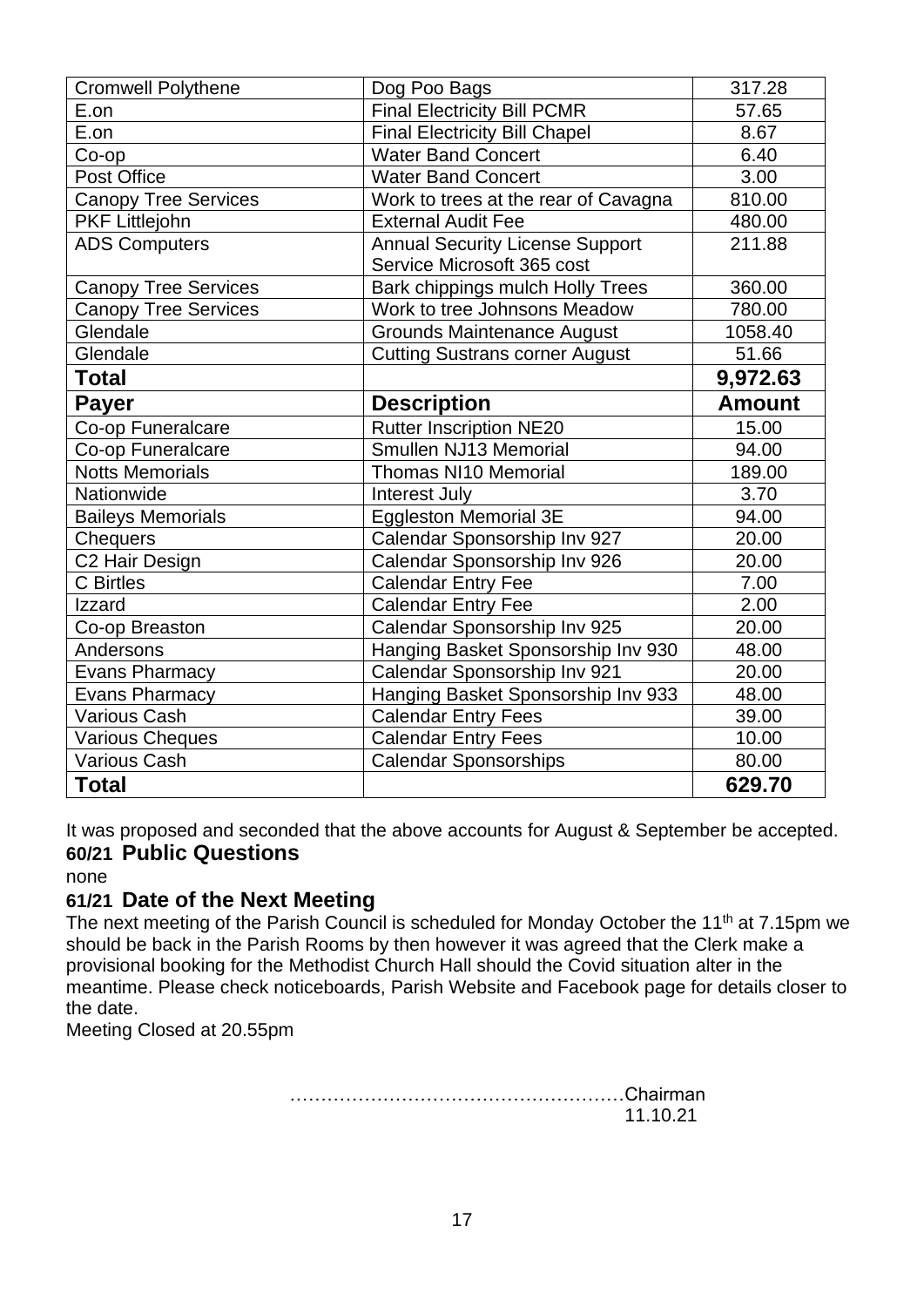| | | |
|---|---|---|
| Cromwell Polythene | Dog Poo Bags | 317.28 |
| E.on | Final Electricity Bill PCMR | 57.65 |
| E.on | Final Electricity Bill Chapel | 8.67 |
| Co-op | Water Band Concert | 6.40 |
| Post Office | Water Band Concert | 3.00 |
| Canopy Tree Services | Work to trees at the rear of Cavagna | 810.00 |
| PKF Littlejohn | External Audit Fee | 480.00 |
| ADS Computers | Annual Security License Support Service Microsoft 365 cost | 211.88 |
| Canopy Tree Services | Bark chippings mulch Holly Trees | 360.00 |
| Canopy Tree Services | Work to tree Johnsons Meadow | 780.00 |
| Glendale | Grounds Maintenance August | 1058.40 |
| Glendale | Cutting Sustrans corner August | 51.66 |
| **Total** | | **9,972.63** |
| **Payer** | **Description** | **Amount** |
| Co-op Funeralcare | Rutter Inscription NE20 | 15.00 |
| Co-op Funeralcare | Smullen NJ13 Memorial | 94.00 |
| Notts Memorials | Thomas NI10 Memorial | 189.00 |
| Nationwide | Interest July | 3.70 |
| Baileys Memorials | Eggleston Memorial 3E | 94.00 |
| Chequers | Calendar Sponsorship Inv 927 | 20.00 |
| C2 Hair Design | Calendar Sponsorship Inv 926 | 20.00 |
| C Birtles | Calendar Entry Fee | 7.00 |
| Izzard | Calendar Entry Fee | 2.00 |
| Co-op Breaston | Calendar Sponsorship Inv 925 | 20.00 |
| Andersons | Hanging Basket Sponsorship Inv 930 | 48.00 |
| Evans Pharmacy | Calendar Sponsorship Inv 921 | 20.00 |
| Evans Pharmacy | Hanging Basket Sponsorship Inv 933 | 48.00 |
| Various Cash | Calendar Entry Fees | 39.00 |
| Various Cheques | Calendar Entry Fees | 10.00 |
| Various Cash | Calendar Sponsorships | 80.00 |
| **Total** | | **629.70** |

It was proposed and seconded that the above accounts for August & September be accepted.

## 60/21 Public Questions

none

## 61/21 Date of the Next Meeting

The next meeting of the Parish Council is scheduled for Monday October the 11th at 7.15pm we should be back in the Parish Rooms by then however it was agreed that the Clerk make a provisional booking for the Methodist Church Hall should the Covid situation alter in the meantime. Please check noticeboards, Parish Website and Facebook page for details closer to the date.

Meeting Closed at 20.55pm

………………………………………………Chairman
11.10.21